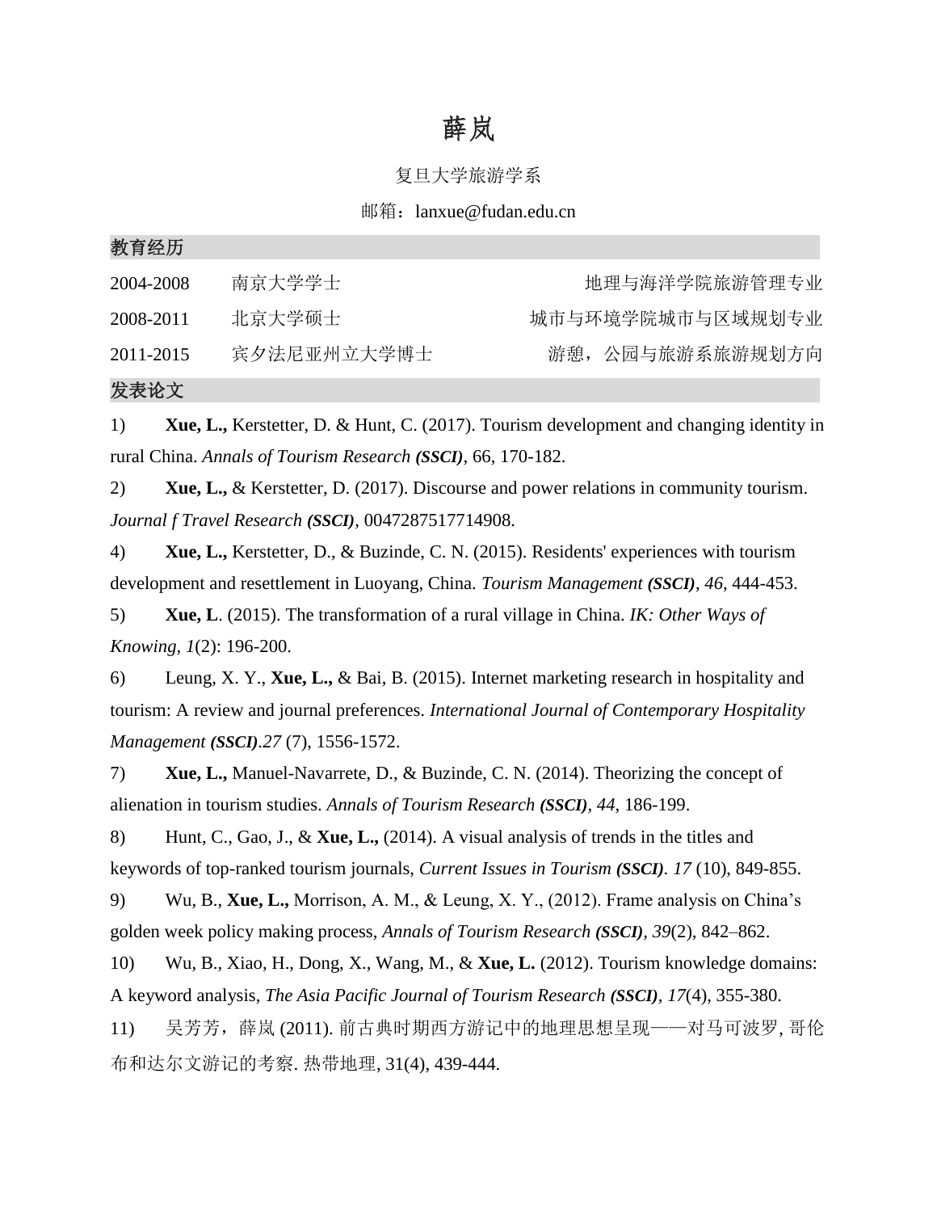# 薛岚

复旦大学旅游学系

邮箱：lanxue@fudan.edu.cn

## 教育经历

| | | |
|---|---|---|
| 2004-2008 | 南京大学学士 | 地理与海洋学院旅游管理专业 |
| 2008-2011 | 北京大学硕士 | 城市与环境学院城市与区域规划专业 |
| 2011-2015 | 宾夕法尼亚州立大学博士 | 游憩，公园与旅游系旅游规划方向 |

## 发表论文

1) **Xue, L.,** Kerstetter, D. & Hunt, C. (2017). Tourism development and changing identity in rural China. *Annals of Tourism Research **(SSCI)***, 66, 170-182.

2) **Xue, L.,** & Kerstetter, D. (2017). Discourse and power relations in community tourism. *Journal f Travel Research **(SSCI)***, 0047287517714908.

4) **Xue, L.,** Kerstetter, D., & Buzinde, C. N. (2015). Residents' experiences with tourism development and resettlement in Luoyang, China. *Tourism Management **(SSCI)**, 46*, 444-453.

5) **Xue, L**. (2015). The transformation of a rural village in China. *IK: Other Ways of Knowing*, *1*(2): 196-200.

6) Leung, X. Y., **Xue, L.,** & Bai, B. (2015). Internet marketing research in hospitality and tourism: A review and journal preferences. *International Journal of Contemporary Hospitality Management **(SSCI)**.27* (7), 1556-1572.

7) **Xue, L.,** Manuel-Navarrete, D., & Buzinde, C. N. (2014). Theorizing the concept of alienation in tourism studies. *Annals of Tourism Research **(SSCI)**, 44*, 186-199.

8) Hunt, C., Gao, J., & **Xue, L.,** (2014). A visual analysis of trends in the titles and keywords of top-ranked tourism journals, *Current Issues in Tourism **(SSCI)***. *17* (10), 849-855.

9) Wu, B., **Xue, L.,** Morrison, A. M., & Leung, X. Y., (2012). Frame analysis on China's golden week policy making process, *Annals of Tourism Research **(SSCI)**, 39*(2), 842–862.

10) Wu, B., Xiao, H., Dong, X., Wang, M., & **Xue, L.** (2012). Tourism knowledge domains: A keyword analysis, *The Asia Pacific Journal of Tourism Research **(SSCI)**, 17*(4), 355-380.

11) 吴芳芳，薛岚 (2011). 前古典时期西方游记中的地理思想呈现——对马可波罗, 哥伦布和达尔文游记的考察. 热带地理, 31(4), 439-444.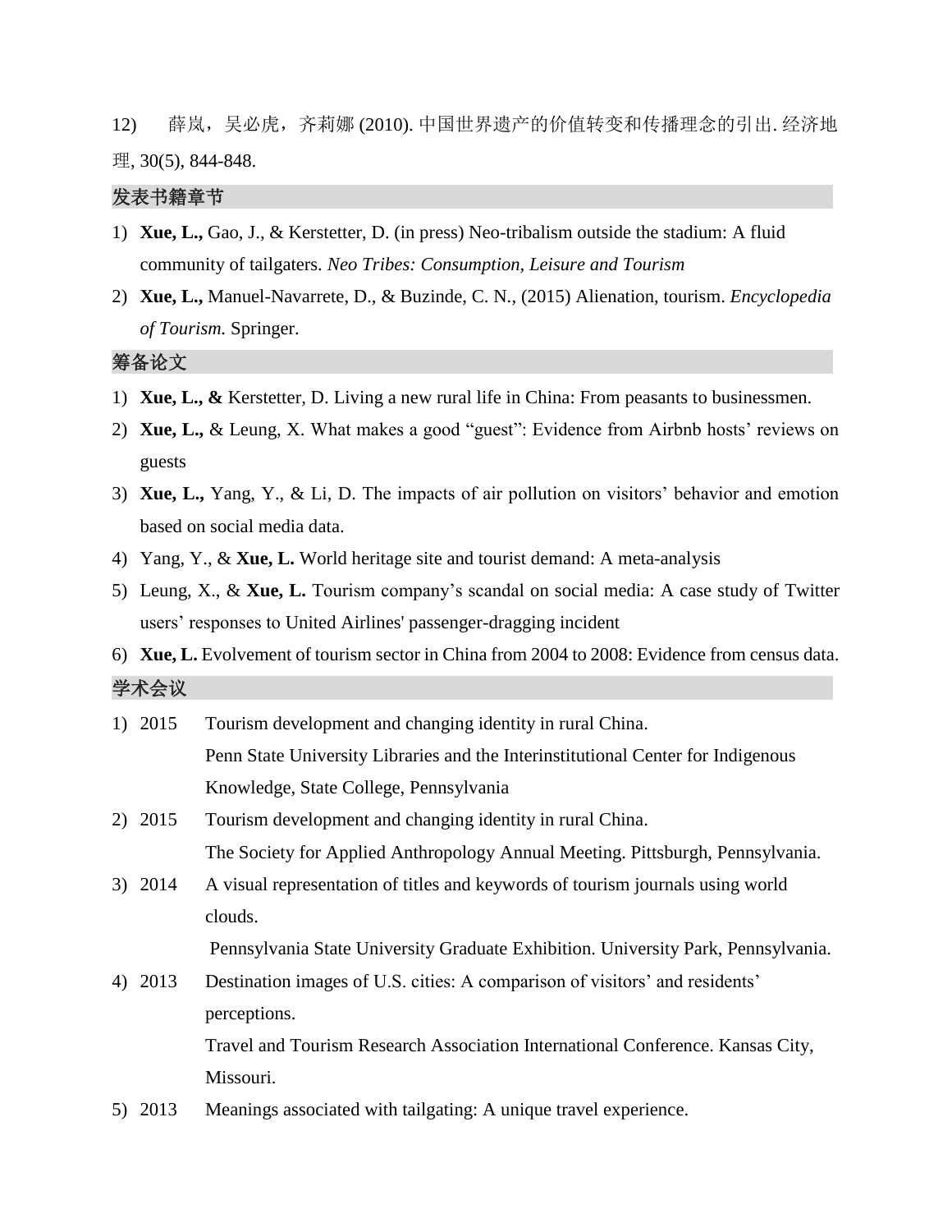12) 薛岚，吴必虎，齐莉娜 (2010). 中国世界遗产的价值转变和传播理念的引出. 经济地理, 30(5), 844-848.

## 发表书籍章节

1) **Xue, L.,** Gao, J., & Kerstetter, D. (in press) Neo-tribalism outside the stadium: A fluid community of tailgaters. *Neo Tribes: Consumption, Leisure and Tourism*
2) **Xue, L.,** Manuel-Navarrete, D., & Buzinde, C. N., (2015) Alienation, tourism. *Encyclopedia of Tourism.* Springer.

## 筹备论文

1) **Xue, L., &** Kerstetter, D. Living a new rural life in China: From peasants to businessmen.
2) **Xue, L.,** & Leung, X. What makes a good "guest": Evidence from Airbnb hosts' reviews on guests
3) **Xue, L.,** Yang, Y., & Li, D. The impacts of air pollution on visitors' behavior and emotion based on social media data.
4) Yang, Y., & **Xue, L.** World heritage site and tourist demand: A meta-analysis
5) Leung, X., & **Xue, L.** Tourism company's scandal on social media: A case study of Twitter users' responses to United Airlines' passenger-dragging incident
6) **Xue, L.** Evolvement of tourism sector in China from 2004 to 2008: Evidence from census data.

## 学术会议

1) 2015 Tourism development and changing identity in rural China.
   Penn State University Libraries and the Interinstitutional Center for Indigenous Knowledge, State College, Pennsylvania
2) 2015 Tourism development and changing identity in rural China.
   The Society for Applied Anthropology Annual Meeting. Pittsburgh, Pennsylvania.
3) 2014 A visual representation of titles and keywords of tourism journals using world clouds.
   Pennsylvania State University Graduate Exhibition. University Park, Pennsylvania.
4) 2013 Destination images of U.S. cities: A comparison of visitors' and residents' perceptions.
   Travel and Tourism Research Association International Conference. Kansas City, Missouri.
5) 2013 Meanings associated with tailgating: A unique travel experience.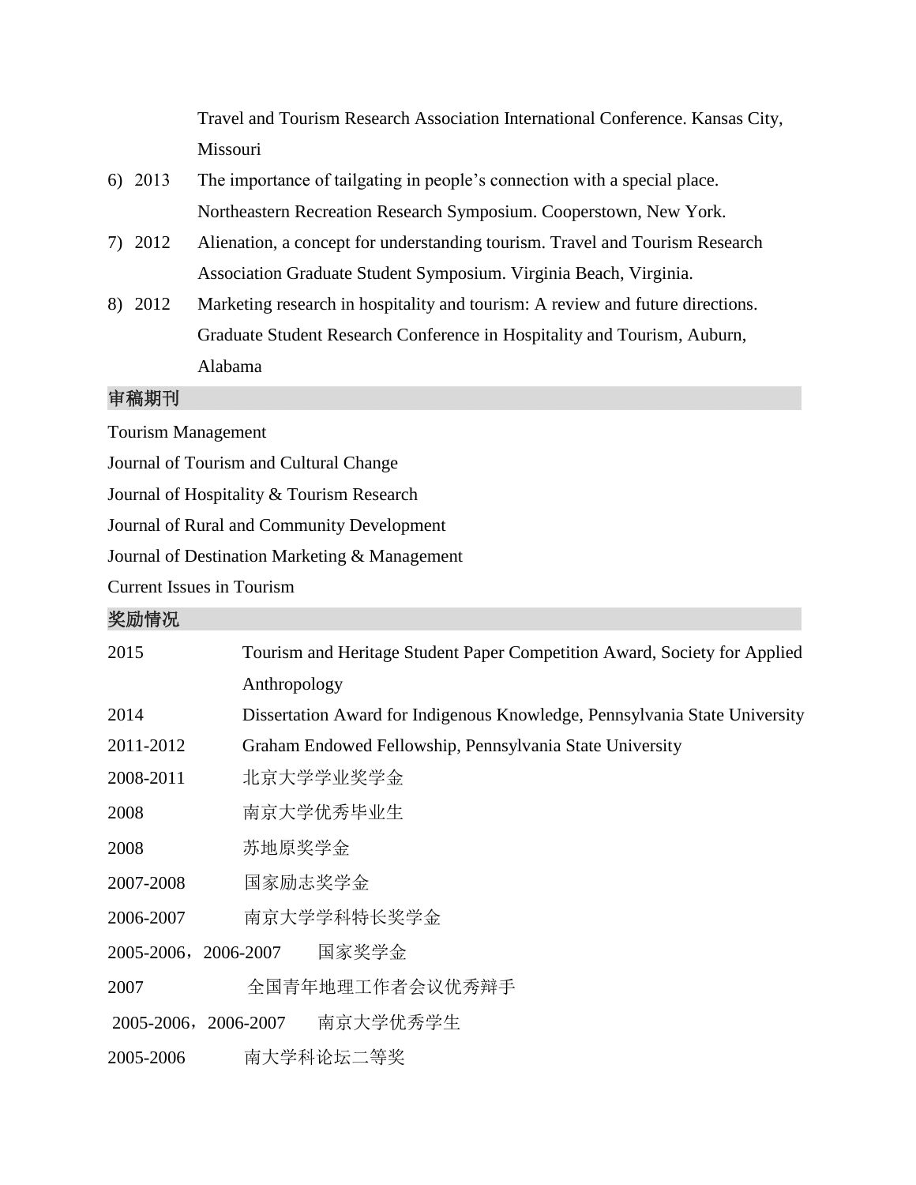Travel and Tourism Research Association International Conference. Kansas City, Missouri

6) 2013 The importance of tailgating in people's connection with a special place. Northeastern Recreation Research Symposium. Cooperstown, New York.

7) 2012 Alienation, a concept for understanding tourism. Travel and Tourism Research Association Graduate Student Symposium. Virginia Beach, Virginia.

8) 2012 Marketing research in hospitality and tourism: A review and future directions. Graduate Student Research Conference in Hospitality and Tourism, Auburn, Alabama

## 审稿期刊

Tourism Management

Journal of Tourism and Cultural Change

Journal of Hospitality & Tourism Research

Journal of Rural and Community Development

Journal of Destination Marketing & Management

Current Issues in Tourism

## 奖励情况

| | |
|---|---|
| 2015 | Tourism and Heritage Student Paper Competition Award, Society for Applied Anthropology |
| 2014 | Dissertation Award for Indigenous Knowledge, Pennsylvania State University |
| 2011-2012 | Graham Endowed Fellowship, Pennsylvania State University |
| 2008-2011 | 北京大学学业奖学金 |
| 2008 | 南京大学优秀毕业生 |
| 2008 | 苏地原奖学金 |
| 2007-2008 | 国家励志奖学金 |
| 2006-2007 | 南京大学学科特长奖学金 |
| 2005-2006，2006-2007 | 国家奖学金 |
| 2007 | 全国青年地理工作者会议优秀辩手 |
| 2005-2006，2006-2007 | 南京大学优秀学生 |
| 2005-2006 | 南大学科论坛二等奖 |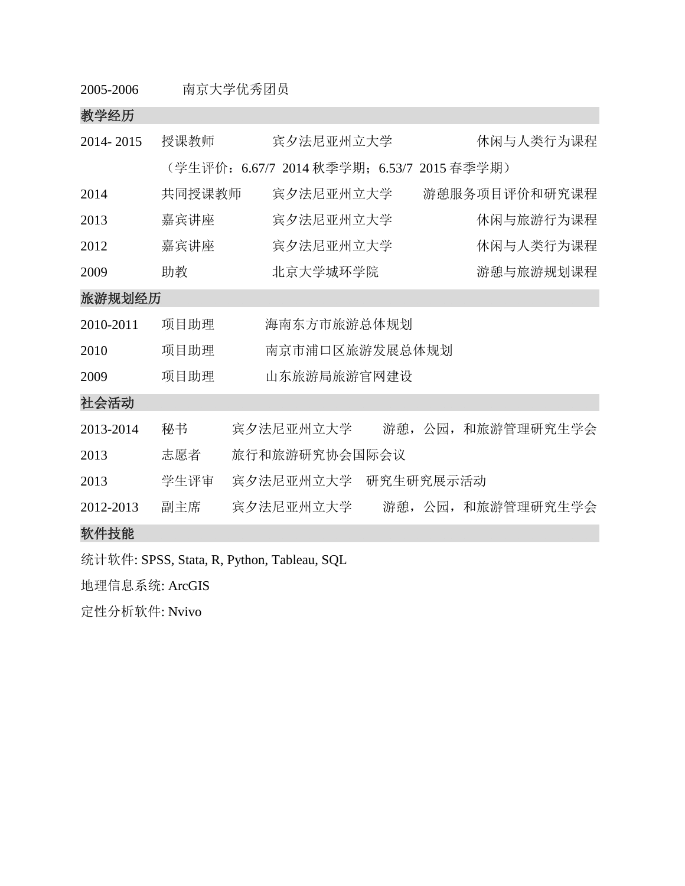2005-2006　　南京大学优秀团员

## 教学经历

| | | | |
|---|---|---|---|
| 2014- 2015 | 授课教师 | 宾夕法尼亚州立大学 | 休闲与人类行为课程 |
| | （学生评价：6.67/7 2014 秋季学期；6.53/7 2015 春季学期） | | |
| 2014 | 共同授课教师 | 宾夕法尼亚州立大学 | 游憩服务项目评价和研究课程 |
| 2013 | 嘉宾讲座 | 宾夕法尼亚州立大学 | 休闲与旅游行为课程 |
| 2012 | 嘉宾讲座 | 宾夕法尼亚州立大学 | 休闲与人类行为课程 |
| 2009 | 助教 | 北京大学城环学院 | 游憩与旅游规划课程 |

## 旅游规划经历

| | | |
|---|---|---|
| 2010-2011 | 项目助理 | 海南东方市旅游总体规划 |
| 2010 | 项目助理 | 南京市浦口区旅游发展总体规划 |
| 2009 | 项目助理 | 山东旅游局旅游官网建设 |

## 社会活动

| | | | |
|---|---|---|---|
| 2013-2014 | 秘书 | 宾夕法尼亚州立大学 | 游憩，公园，和旅游管理研究生学会 |
| 2013 | 志愿者 | 旅行和旅游研究协会国际会议 | |
| 2013 | 学生评审 | 宾夕法尼亚州立大学 | 研究生研究展示活动 |
| 2012-2013 | 副主席 | 宾夕法尼亚州立大学 | 游憩，公园，和旅游管理研究生学会 |

## 软件技能

统计软件: SPSS, Stata, R, Python, Tableau, SQL

地理信息系统: ArcGIS

定性分析软件: Nvivo